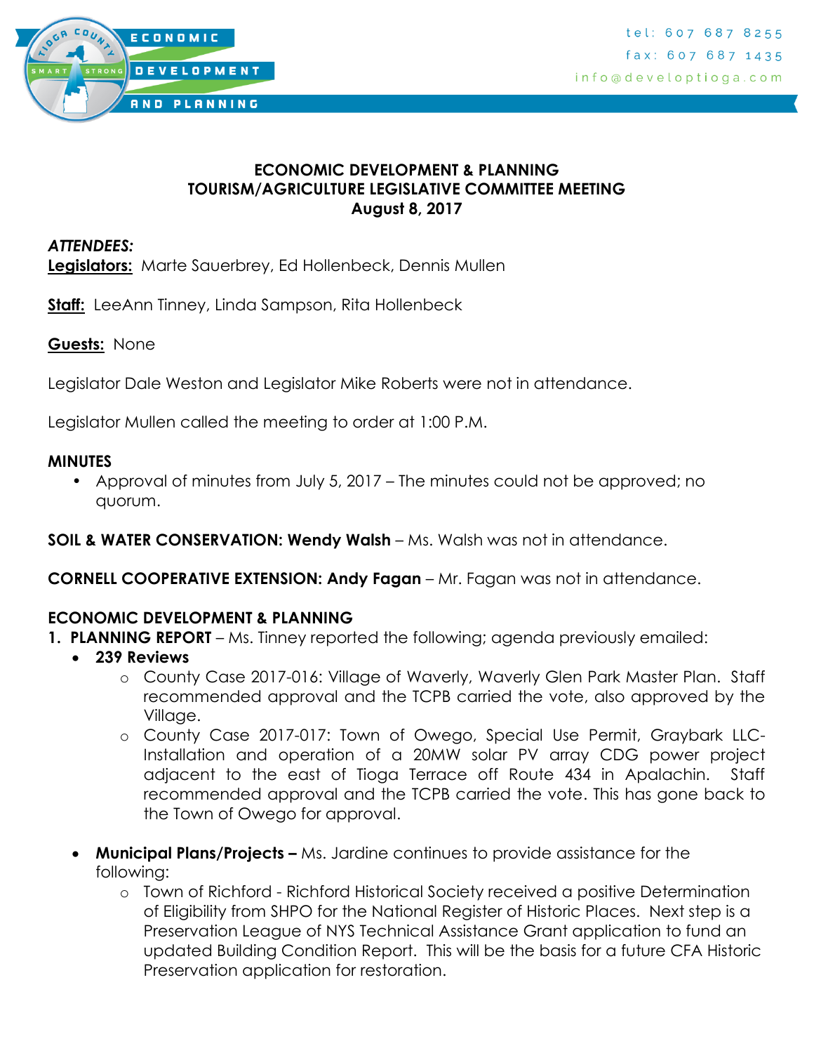ECONOMIC DEVELOPMENT AND PLANNING

tel: 607 687 8255
fax: 607 687 1435
info@developtioga.com

# ECONOMIC DEVELOPMENT & PLANNING
# TOURISM/AGRICULTURE LEGISLATIVE COMMITTEE MEETING
# August 8, 2017

***ATTENDEES:***

**Legislators:** Marte Sauerbrey, Ed Hollenbeck, Dennis Mullen

**Staff:** LeeAnn Tinney, Linda Sampson, Rita Hollenbeck

**Guests:** None

Legislator Dale Weston and Legislator Mike Roberts were not in attendance.

Legislator Mullen called the meeting to order at 1:00 P.M.

**MINUTES**

- Approval of minutes from July 5, 2017 – The minutes could not be approved; no quorum.

**SOIL & WATER CONSERVATION: Wendy Walsh** – Ms. Walsh was not in attendance.

**CORNELL COOPERATIVE EXTENSION: Andy Fagan** – Mr. Fagan was not in attendance.

**ECONOMIC DEVELOPMENT & PLANNING**

1. **PLANNING REPORT** – Ms. Tinney reported the following; agenda previously emailed:
   - **239 Reviews**
     - County Case 2017-016: Village of Waverly, Waverly Glen Park Master Plan. Staff recommended approval and the TCPB carried the vote, also approved by the Village.
     - County Case 2017-017: Town of Owego, Special Use Permit, Graybark LLC- Installation and operation of a 20MW solar PV array CDG power project adjacent to the east of Tioga Terrace off Route 434 in Apalachin. Staff recommended approval and the TCPB carried the vote. This has gone back to the Town of Owego for approval.
   - **Municipal Plans/Projects –** Ms. Jardine continues to provide assistance for the following:
     - Town of Richford - Richford Historical Society received a positive Determination of Eligibility from SHPO for the National Register of Historic Places. Next step is a Preservation League of NYS Technical Assistance Grant application to fund an updated Building Condition Report. This will be the basis for a future CFA Historic Preservation application for restoration.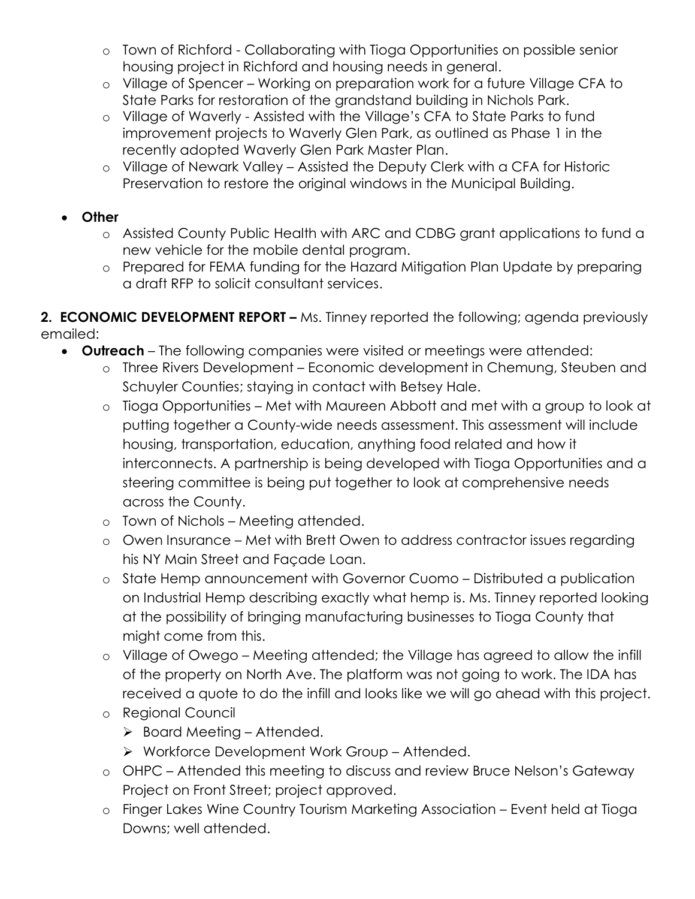- Town of Richford - Collaborating with Tioga Opportunities on possible senior housing project in Richford and housing needs in general.
  - Village of Spencer – Working on preparation work for a future Village CFA to State Parks for restoration of the grandstand building in Nichols Park.
  - Village of Waverly - Assisted with the Village's CFA to State Parks to fund improvement projects to Waverly Glen Park, as outlined as Phase 1 in the recently adopted Waverly Glen Park Master Plan.
  - Village of Newark Valley – Assisted the Deputy Clerk with a CFA for Historic Preservation to restore the original windows in the Municipal Building.

- **Other**
  - Assisted County Public Health with ARC and CDBG grant applications to fund a new vehicle for the mobile dental program.
  - Prepared for FEMA funding for the Hazard Mitigation Plan Update by preparing a draft RFP to solicit consultant services.

**2. ECONOMIC DEVELOPMENT REPORT –** Ms. Tinney reported the following; agenda previously emailed:

- **Outreach** – The following companies were visited or meetings were attended:
  - Three Rivers Development – Economic development in Chemung, Steuben and Schuyler Counties; staying in contact with Betsey Hale.
  - Tioga Opportunities – Met with Maureen Abbott and met with a group to look at putting together a County-wide needs assessment. This assessment will include housing, transportation, education, anything food related and how it interconnects. A partnership is being developed with Tioga Opportunities and a steering committee is being put together to look at comprehensive needs across the County.
  - Town of Nichols – Meeting attended.
  - Owen Insurance – Met with Brett Owen to address contractor issues regarding his NY Main Street and Façade Loan.
  - State Hemp announcement with Governor Cuomo – Distributed a publication on Industrial Hemp describing exactly what hemp is. Ms. Tinney reported looking at the possibility of bringing manufacturing businesses to Tioga County that might come from this.
  - Village of Owego – Meeting attended; the Village has agreed to allow the infill of the property on North Ave. The platform was not going to work. The IDA has received a quote to do the infill and looks like we will go ahead with this project.
  - Regional Council
    - Board Meeting – Attended.
    - Workforce Development Work Group – Attended.
  - OHPC – Attended this meeting to discuss and review Bruce Nelson's Gateway Project on Front Street; project approved.
  - Finger Lakes Wine Country Tourism Marketing Association – Event held at Tioga Downs; well attended.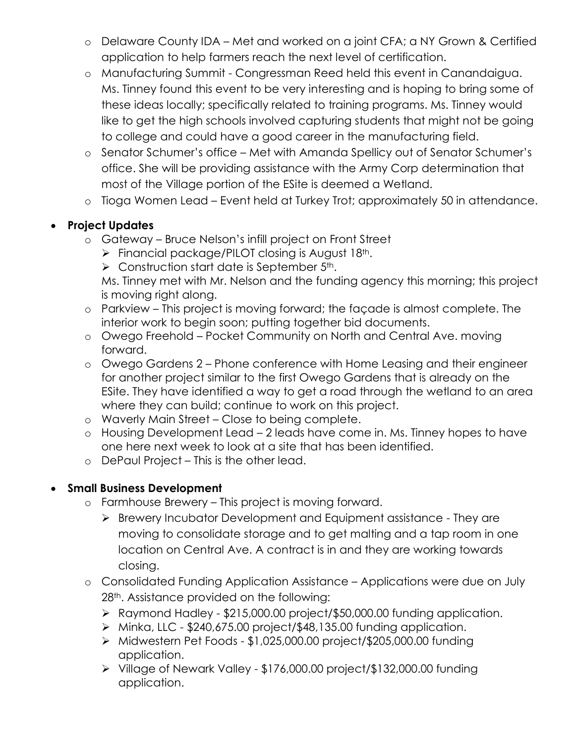- Delaware County IDA – Met and worked on a joint CFA; a NY Grown & Certified application to help farmers reach the next level of certification.
- Manufacturing Summit - Congressman Reed held this event in Canandaigua. Ms. Tinney found this event to be very interesting and is hoping to bring some of these ideas locally; specifically related to training programs. Ms. Tinney would like to get the high schools involved capturing students that might not be going to college and could have a good career in the manufacturing field.
- Senator Schumer's office – Met with Amanda Spellicy out of Senator Schumer's office. She will be providing assistance with the Army Corp determination that most of the Village portion of the ESite is deemed a Wetland.
- Tioga Women Lead – Event held at Turkey Trot; approximately 50 in attendance.

- **Project Updates**
  - Gateway – Bruce Nelson's infill project on Front Street
    - Financial package/PILOT closing is August 18th.
    - Construction start date is September 5th.

    Ms. Tinney met with Mr. Nelson and the funding agency this morning; this project is moving right along.
  - Parkview – This project is moving forward; the façade is almost complete. The interior work to begin soon; putting together bid documents.
  - Owego Freehold – Pocket Community on North and Central Ave. moving forward.
  - Owego Gardens 2 – Phone conference with Home Leasing and their engineer for another project similar to the first Owego Gardens that is already on the ESite. They have identified a way to get a road through the wetland to an area where they can build; continue to work on this project.
  - Waverly Main Street – Close to being complete.
  - Housing Development Lead – 2 leads have come in. Ms. Tinney hopes to have one here next week to look at a site that has been identified.
  - DePaul Project – This is the other lead.

- **Small Business Development**
  - Farmhouse Brewery – This project is moving forward.
    - Brewery Incubator Development and Equipment assistance - They are moving to consolidate storage and to get malting and a tap room in one location on Central Ave. A contract is in and they are working towards closing.
  - Consolidated Funding Application Assistance – Applications were due on July 28th. Assistance provided on the following:
    - Raymond Hadley - $215,000.00 project/$50,000.00 funding application.
    - Minka, LLC - $240,675.00 project/$48,135.00 funding application.
    - Midwestern Pet Foods - $1,025,000.00 project/$205,000.00 funding application.
    - Village of Newark Valley - $176,000.00 project/$132,000.00 funding application.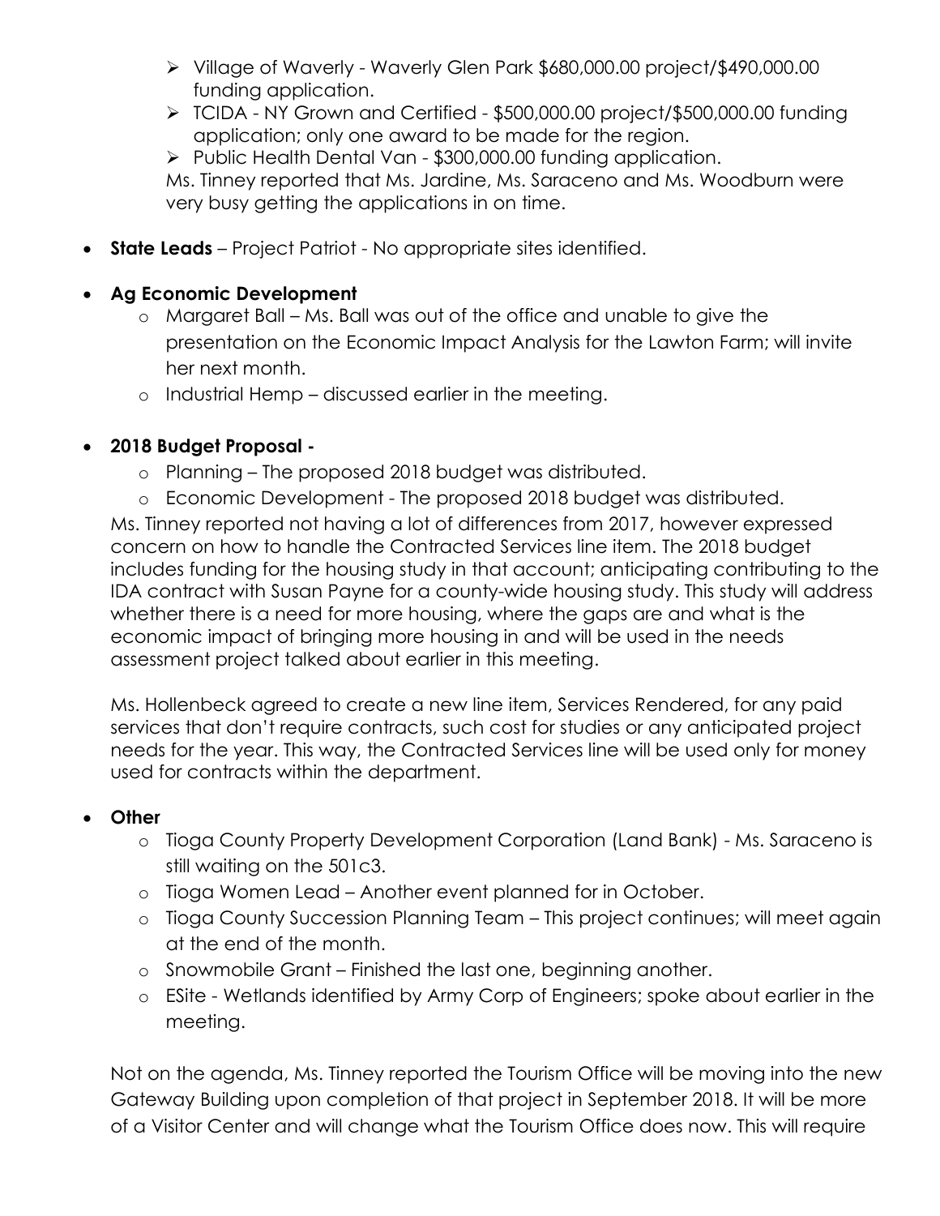- Village of Waverly - Waverly Glen Park $680,000.00 project/$490,000.00 funding application.
  - TCIDA - NY Grown and Certified - $500,000.00 project/$500,000.00 funding application; only one award to be made for the region.
  - Public Health Dental Van - $300,000.00 funding application.

  Ms. Tinney reported that Ms. Jardine, Ms. Saraceno and Ms. Woodburn were very busy getting the applications in on time.

- **State Leads** – Project Patriot - No appropriate sites identified.

- **Ag Economic Development**
  - Margaret Ball – Ms. Ball was out of the office and unable to give the presentation on the Economic Impact Analysis for the Lawton Farm; will invite her next month.
  - Industrial Hemp – discussed earlier in the meeting.

- **2018 Budget Proposal -**
  - Planning – The proposed 2018 budget was distributed.
  - Economic Development - The proposed 2018 budget was distributed.

  Ms. Tinney reported not having a lot of differences from 2017, however expressed concern on how to handle the Contracted Services line item. The 2018 budget includes funding for the housing study in that account; anticipating contributing to the IDA contract with Susan Payne for a county-wide housing study. This study will address whether there is a need for more housing, where the gaps are and what is the economic impact of bringing more housing in and will be used in the needs assessment project talked about earlier in this meeting.

  Ms. Hollenbeck agreed to create a new line item, Services Rendered, for any paid services that don't require contracts, such cost for studies or any anticipated project needs for the year. This way, the Contracted Services line will be used only for money used for contracts within the department.

- **Other**
  - Tioga County Property Development Corporation (Land Bank) - Ms. Saraceno is still waiting on the 501c3.
  - Tioga Women Lead – Another event planned for in October.
  - Tioga County Succession Planning Team – This project continues; will meet again at the end of the month.
  - Snowmobile Grant – Finished the last one, beginning another.
  - ESite - Wetlands identified by Army Corp of Engineers; spoke about earlier in the meeting.

  Not on the agenda, Ms. Tinney reported the Tourism Office will be moving into the new Gateway Building upon completion of that project in September 2018. It will be more of a Visitor Center and will change what the Tourism Office does now. This will require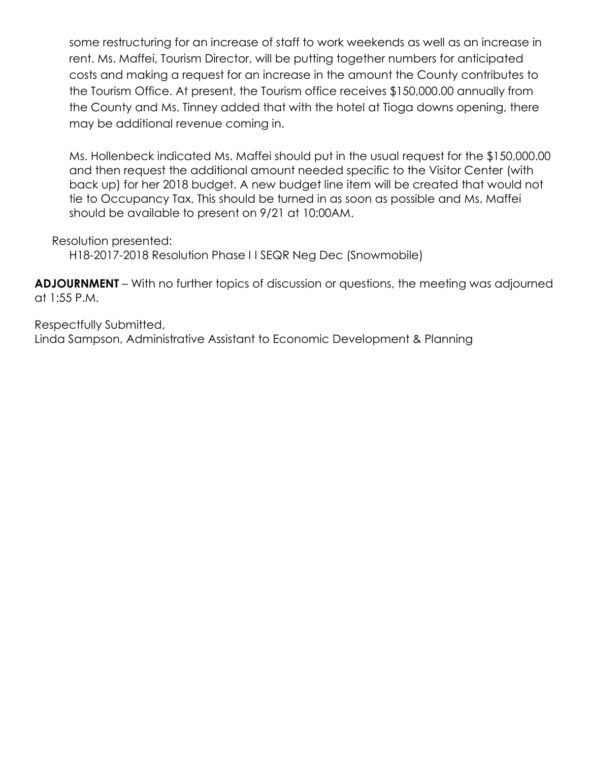some restructuring for an increase of staff to work weekends as well as an increase in rent. Ms. Maffei, Tourism Director, will be putting together numbers for anticipated costs and making a request for an increase in the amount the County contributes to the Tourism Office. At present, the Tourism office receives $150,000.00 annually from the County and Ms. Tinney added that with the hotel at Tioga downs opening, there may be additional revenue coming in.

Ms. Hollenbeck indicated Ms. Maffei should put in the usual request for the $150,000.00 and then request the additional amount needed specific to the Visitor Center (with back up) for her 2018 budget. A new budget line item will be created that would not tie to Occupancy Tax. This should be turned in as soon as possible and Ms. Maffei should be available to present on 9/21 at 10:00AM.

Resolution presented:

H18-2017-2018 Resolution Phase I I SEQR Neg Dec (Snowmobile)

**ADJOURNMENT** – With no further topics of discussion or questions, the meeting was adjourned at 1:55 P.M.

Respectfully Submitted,
Linda Sampson, Administrative Assistant to Economic Development & Planning